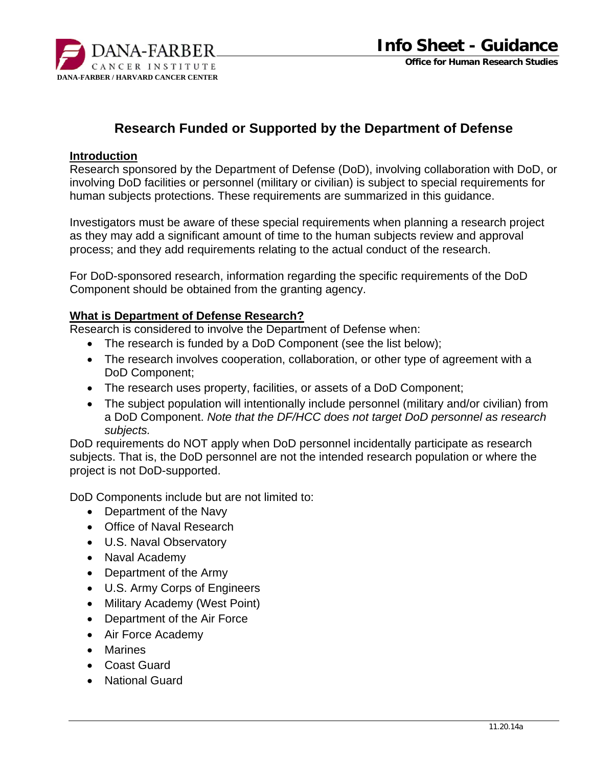# Research Funded or Supported by the Department of Defense

## Introduction

Research sponsored by the Department of Defense (DoD), involving collaboration with DoD, or involving DoD facilities or personnel (military or civilian) is subject to special requirements for human subjects protections. These requirements are summarized in this guidance.

Investigators must be aware of these special requirements when planning a research project as they may add a significant amount of time to the human subjects review and approval process; and they add requirements relating to the actual conduct of the research.

For DoD-sponsored research, information regarding the specific requirements of the DoD Component should be obtained from the granting agency.

## What is Department of Defense Research?

Research is considered to involve the Department of Defense when:

- The research is funded by a DoD Component (see the list below);
- The research involves cooperation, collaboration, or other type of agreement with a DoD Component;
- The research uses property, facilities, or assets of a DoD Component;
- The subject population will intentionally include personnel (military and/or civilian) from a DoD Component. *Note that the DF/HCC does not target DoD personnel as research subjects.*

DoD requirements do NOT apply when DoD personnel incidentally participate as research subjects. That is, the DoD personnel are not the intended research population or where the project is not DoD-supported.

DoD Components include but are not limited to:

- Department of the Navy
- Office of Naval Research
- U.S. Naval Observatory
- Naval Academy
- Department of the Army
- U.S. Army Corps of Engineers
- Military Academy (West Point)
- Department of the Air Force
- Air Force Academy
- Marines
- Coast Guard
- National Guard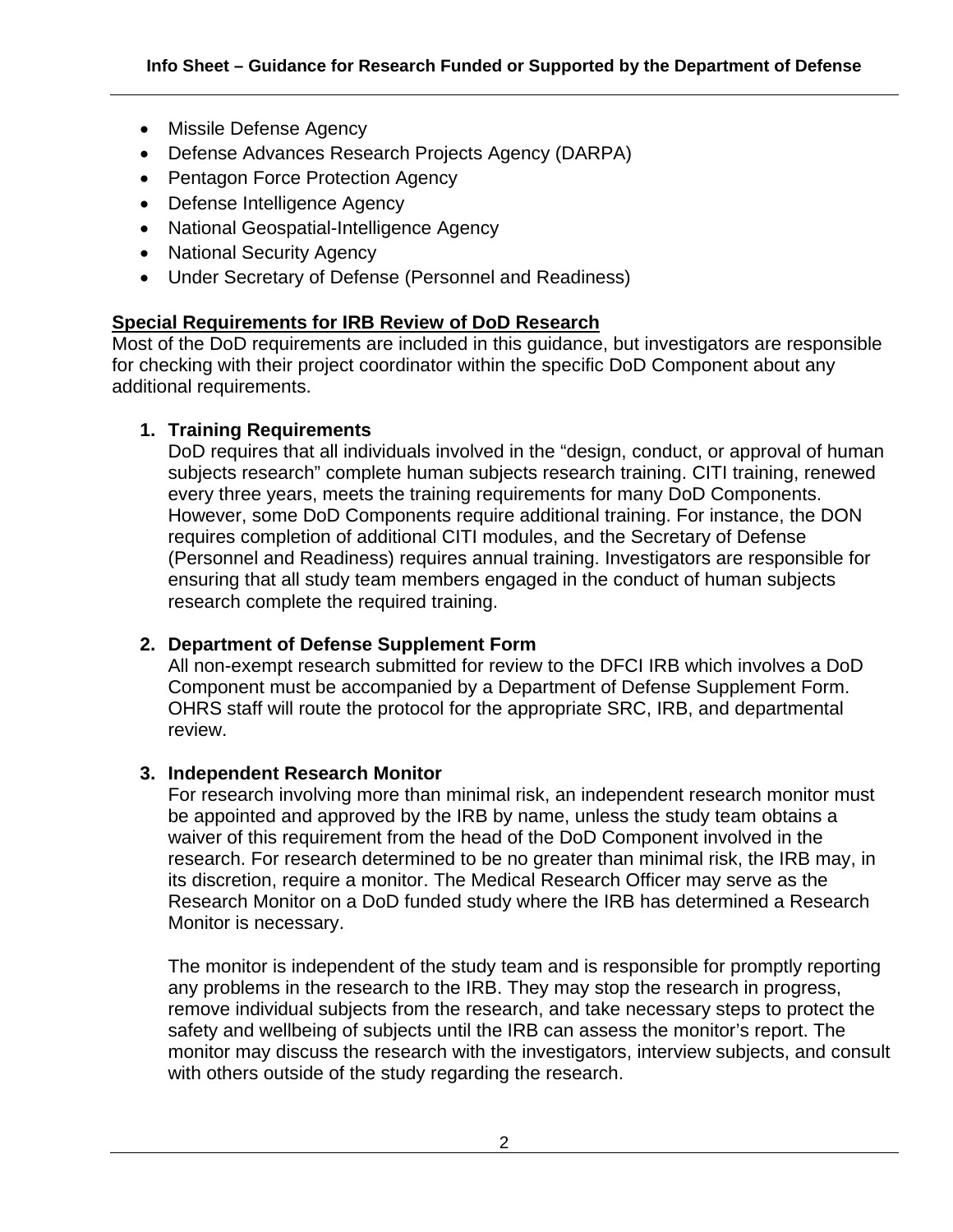- Missile Defense Agency
- Defense Advances Research Projects Agency (DARPA)
- Pentagon Force Protection Agency
- Defense Intelligence Agency
- National Geospatial-Intelligence Agency
- National Security Agency
- Under Secretary of Defense (Personnel and Readiness)

## Special Requirements for IRB Review of DoD Research

Most of the DoD requirements are included in this guidance, but investigators are responsible for checking with their project coordinator within the specific DoD Component about any additional requirements.

1. **Training Requirements**
   DoD requires that all individuals involved in the "design, conduct, or approval of human subjects research" complete human subjects research training. CITI training, renewed every three years, meets the training requirements for many DoD Components. However, some DoD Components require additional training. For instance, the DON requires completion of additional CITI modules, and the Secretary of Defense (Personnel and Readiness) requires annual training. Investigators are responsible for ensuring that all study team members engaged in the conduct of human subjects research complete the required training.

2. **Department of Defense Supplement Form**
   All non-exempt research submitted for review to the DFCI IRB which involves a DoD Component must be accompanied by a Department of Defense Supplement Form. OHRS staff will route the protocol for the appropriate SRC, IRB, and departmental review.

3. **Independent Research Monitor**
   For research involving more than minimal risk, an independent research monitor must be appointed and approved by the IRB by name, unless the study team obtains a waiver of this requirement from the head of the DoD Component involved in the research. For research determined to be no greater than minimal risk, the IRB may, in its discretion, require a monitor. The Medical Research Officer may serve as the Research Monitor on a DoD funded study where the IRB has determined a Research Monitor is necessary.

   The monitor is independent of the study team and is responsible for promptly reporting any problems in the research to the IRB. They may stop the research in progress, remove individual subjects from the research, and take necessary steps to protect the safety and wellbeing of subjects until the IRB can assess the monitor's report. The monitor may discuss the research with the investigators, interview subjects, and consult with others outside of the study regarding the research.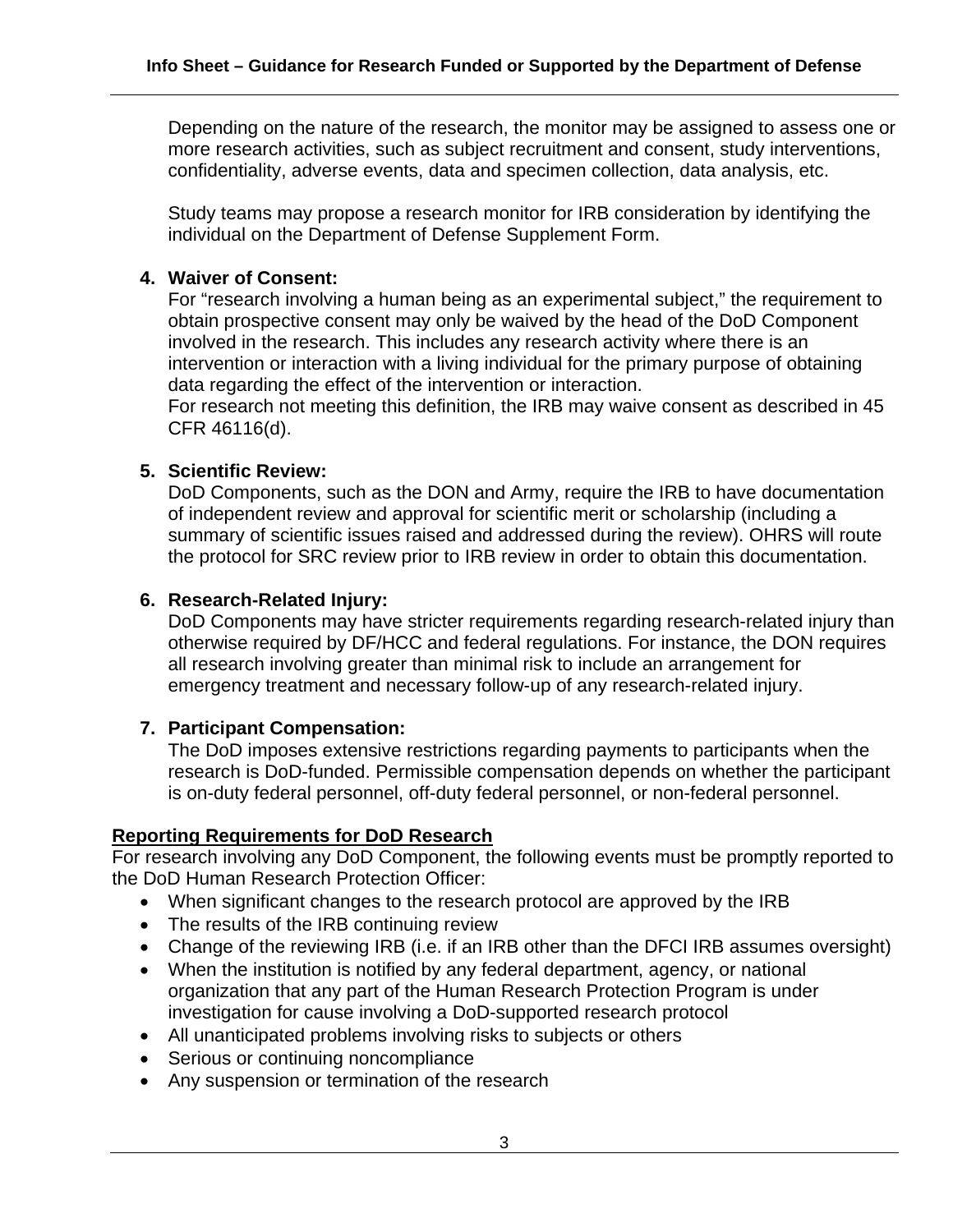Depending on the nature of the research, the monitor may be assigned to assess one or more research activities, such as subject recruitment and consent, study interventions, confidentiality, adverse events, data and specimen collection, data analysis, etc.

Study teams may propose a research monitor for IRB consideration by identifying the individual on the Department of Defense Supplement Form.

4. **Waiver of Consent:**
   For "research involving a human being as an experimental subject," the requirement to obtain prospective consent may only be waived by the head of the DoD Component involved in the research. This includes any research activity where there is an intervention or interaction with a living individual for the primary purpose of obtaining data regarding the effect of the intervention or interaction.
   For research not meeting this definition, the IRB may waive consent as described in 45 CFR 46116(d).

5. **Scientific Review:**
   DoD Components, such as the DON and Army, require the IRB to have documentation of independent review and approval for scientific merit or scholarship (including a summary of scientific issues raised and addressed during the review). OHRS will route the protocol for SRC review prior to IRB review in order to obtain this documentation.

6. **Research-Related Injury:**
   DoD Components may have stricter requirements regarding research-related injury than otherwise required by DF/HCC and federal regulations. For instance, the DON requires all research involving greater than minimal risk to include an arrangement for emergency treatment and necessary follow-up of any research-related injury.

7. **Participant Compensation:**
   The DoD imposes extensive restrictions regarding payments to participants when the research is DoD-funded. Permissible compensation depends on whether the participant is on-duty federal personnel, off-duty federal personnel, or non-federal personnel.

<u>**Reporting Requirements for DoD Research**</u>

For research involving any DoD Component, the following events must be promptly reported to the DoD Human Research Protection Officer:

- When significant changes to the research protocol are approved by the IRB
- The results of the IRB continuing review
- Change of the reviewing IRB (i.e. if an IRB other than the DFCI IRB assumes oversight)
- When the institution is notified by any federal department, agency, or national organization that any part of the Human Research Protection Program is under investigation for cause involving a DoD-supported research protocol
- All unanticipated problems involving risks to subjects or others
- Serious or continuing noncompliance
- Any suspension or termination of the research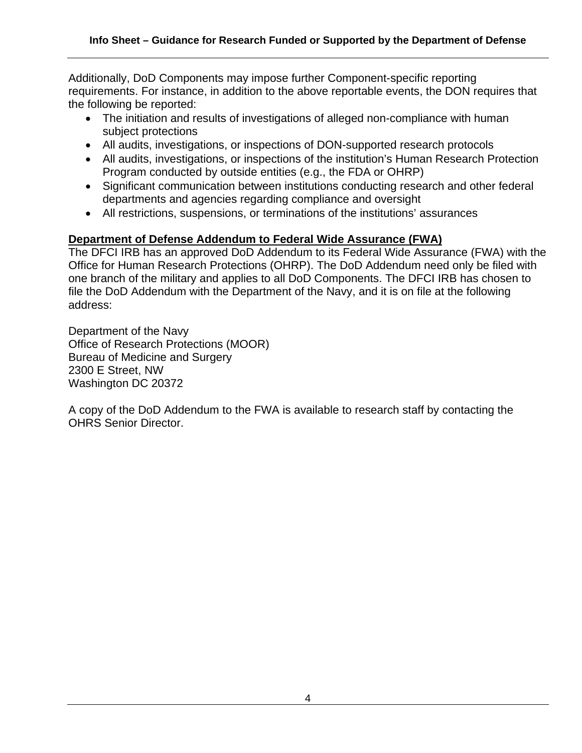Additionally, DoD Components may impose further Component-specific reporting requirements. For instance, in addition to the above reportable events, the DON requires that the following be reported:

- The initiation and results of investigations of alleged non-compliance with human subject protections
- All audits, investigations, or inspections of DON-supported research protocols
- All audits, investigations, or inspections of the institution's Human Research Protection Program conducted by outside entities (e.g., the FDA or OHRP)
- Significant communication between institutions conducting research and other federal departments and agencies regarding compliance and oversight
- All restrictions, suspensions, or terminations of the institutions' assurances

**Department of Defense Addendum to Federal Wide Assurance (FWA)**

The DFCI IRB has an approved DoD Addendum to its Federal Wide Assurance (FWA) with the Office for Human Research Protections (OHRP). The DoD Addendum need only be filed with one branch of the military and applies to all DoD Components. The DFCI IRB has chosen to file the DoD Addendum with the Department of the Navy, and it is on file at the following address:

Department of the Navy  
Office of Research Protections (MOOR)  
Bureau of Medicine and Surgery  
2300 E Street, NW  
Washington DC 20372

A copy of the DoD Addendum to the FWA is available to research staff by contacting the OHRS Senior Director.